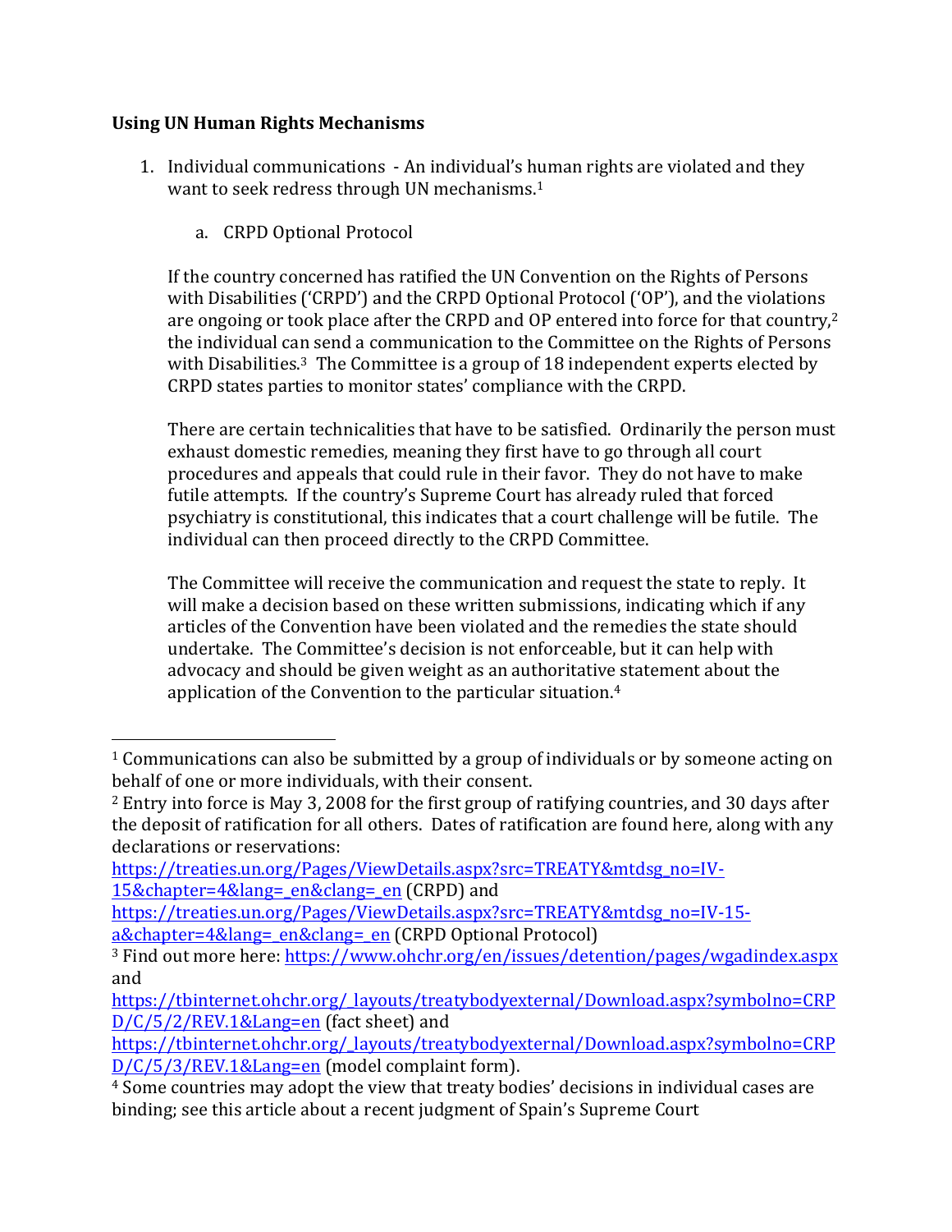**Using UN Human Rights Mechanisms**

1. Individual communications - An individual's human rights are violated and they want to seek redress through UN mechanisms.[1]

    a. CRPD Optional Protocol

If the country concerned has ratified the UN Convention on the Rights of Persons with Disabilities ('CRPD') and the CRPD Optional Protocol ('OP'), and the violations are ongoing or took place after the CRPD and OP entered into force for that country,[2] the individual can send a communication to the Committee on the Rights of Persons with Disabilities.[3] The Committee is a group of 18 independent experts elected by CRPD states parties to monitor states' compliance with the CRPD.

There are certain technicalities that have to be satisfied. Ordinarily the person must exhaust domestic remedies, meaning they first have to go through all court procedures and appeals that could rule in their favor. They do not have to make futile attempts. If the country's Supreme Court has already ruled that forced psychiatry is constitutional, this indicates that a court challenge will be futile. The individual can then proceed directly to the CRPD Committee.

The Committee will receive the communication and request the state to reply. It will make a decision based on these written submissions, indicating which if any articles of the Convention have been violated and the remedies the state should undertake. The Committee's decision is not enforceable, but it can help with advocacy and should be given weight as an authoritative statement about the application of the Convention to the particular situation.[4]

---

[1] Communications can also be submitted by a group of individuals or by someone acting on behalf of one or more individuals, with their consent.

[2] Entry into force is May 3, 2008 for the first group of ratifying countries, and 30 days after the deposit of ratification for all others. Dates of ratification are found here, along with any declarations or reservations: https://treaties.un.org/Pages/ViewDetails.aspx?src=TREATY&mtdsg_no=IV-15&chapter=4&lang=_en&clang=_en (CRPD) and https://treaties.un.org/Pages/ViewDetails.aspx?src=TREATY&mtdsg_no=IV-15-a&chapter=4&lang=_en&clang=_en (CRPD Optional Protocol)

[3] Find out more here: https://www.ohchr.org/en/issues/detention/pages/wgadindex.aspx and https://tbinternet.ohchr.org/_layouts/treatybodyexternal/Download.aspx?symbolno=CRPD/C/5/2/REV.1&Lang=en (fact sheet) and https://tbinternet.ohchr.org/_layouts/treatybodyexternal/Download.aspx?symbolno=CRPD/C/5/3/REV.1&Lang=en (model complaint form).

[4] Some countries may adopt the view that treaty bodies' decisions in individual cases are binding; see this article about a recent judgment of Spain's Supreme Court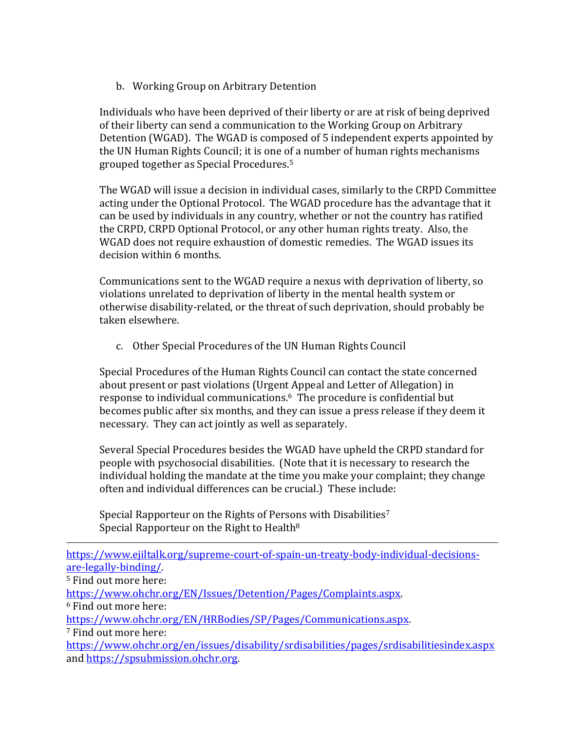b. Working Group on Arbitrary Detention

Individuals who have been deprived of their liberty or are at risk of being deprived of their liberty can send a communication to the Working Group on Arbitrary Detention (WGAD). The WGAD is composed of 5 independent experts appointed by the UN Human Rights Council; it is one of a number of human rights mechanisms grouped together as Special Procedures.[5]

The WGAD will issue a decision in individual cases, similarly to the CRPD Committee acting under the Optional Protocol. The WGAD procedure has the advantage that it can be used by individuals in any country, whether or not the country has ratified the CRPD, CRPD Optional Protocol, or any other human rights treaty. Also, the WGAD does not require exhaustion of domestic remedies. The WGAD issues its decision within 6 months.

Communications sent to the WGAD require a nexus with deprivation of liberty, so violations unrelated to deprivation of liberty in the mental health system or otherwise disability-related, or the threat of such deprivation, should probably be taken elsewhere.

c. Other Special Procedures of the UN Human Rights Council

Special Procedures of the Human Rights Council can contact the state concerned about present or past violations (Urgent Appeal and Letter of Allegation) in response to individual communications.[6] The procedure is confidential but becomes public after six months, and they can issue a press release if they deem it necessary. They can act jointly as well as separately.

Several Special Procedures besides the WGAD have upheld the CRPD standard for people with psychosocial disabilities. (Note that it is necessary to research the individual holding the mandate at the time you make your complaint; they change often and individual differences can be crucial.) These include:

Special Rapporteur on the Rights of Persons with Disabilities[7]
Special Rapporteur on the Right to Health[8]

---

https://www.ejiltalk.org/supreme-court-of-spain-un-treaty-body-individual-decisions-are-legally-binding/.

[5] Find out more here: https://www.ohchr.org/EN/Issues/Detention/Pages/Complaints.aspx.

[6] Find out more here: https://www.ohchr.org/EN/HRBodies/SP/Pages/Communications.aspx.

[7] Find out more here: https://www.ohchr.org/en/issues/disability/srdisabilities/pages/srdisabilitiesindex.aspx and https://spsubmission.ohchr.org.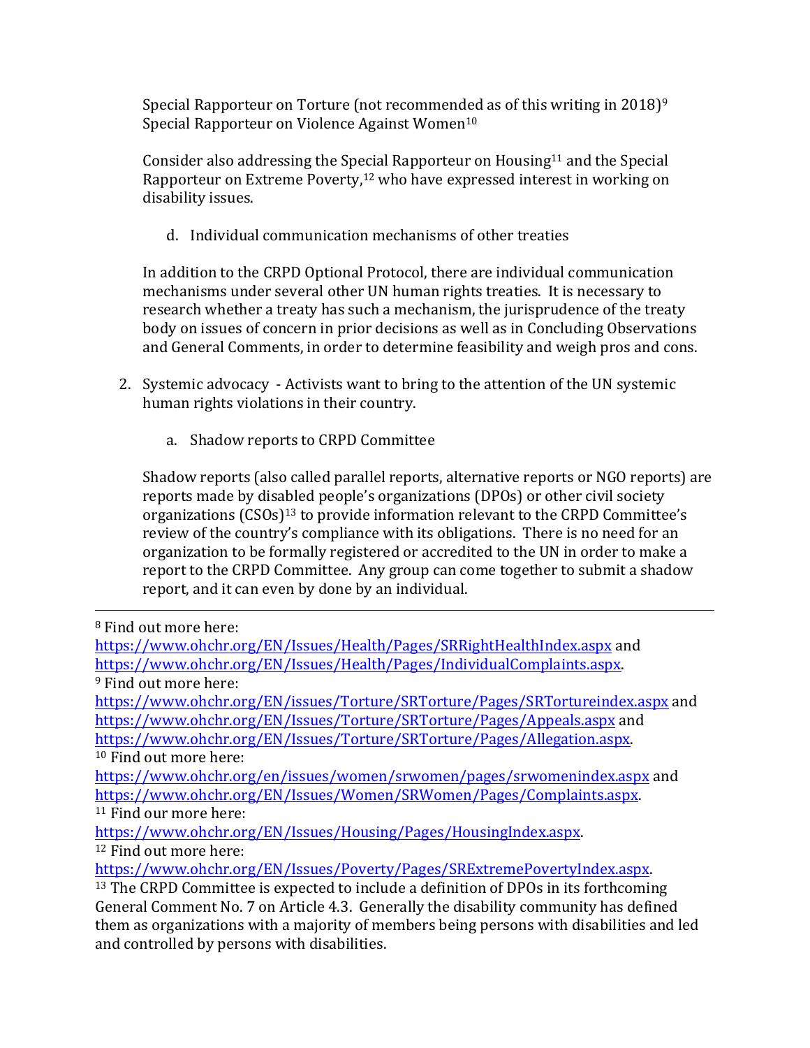Special Rapporteur on Torture (not recommended as of this writing in 2018)[9]
Special Rapporteur on Violence Against Women[10]

Consider also addressing the Special Rapporteur on Housing[11] and the Special Rapporteur on Extreme Poverty,[12] who have expressed interest in working on disability issues.

d. Individual communication mechanisms of other treaties

In addition to the CRPD Optional Protocol, there are individual communication mechanisms under several other UN human rights treaties. It is necessary to research whether a treaty has such a mechanism, the jurisprudence of the treaty body on issues of concern in prior decisions as well as in Concluding Observations and General Comments, in order to determine feasibility and weigh pros and cons.

2. Systemic advocacy - Activists want to bring to the attention of the UN systemic human rights violations in their country.

    a. Shadow reports to CRPD Committee

Shadow reports (also called parallel reports, alternative reports or NGO reports) are reports made by disabled people's organizations (DPOs) or other civil society organizations (CSOs)[13] to provide information relevant to the CRPD Committee's review of the country's compliance with its obligations. There is no need for an organization to be formally registered or accredited to the UN in order to make a report to the CRPD Committee. Any group can come together to submit a shadow report, and it can even by done by an individual.

---

[8] Find out more here: https://www.ohchr.org/EN/Issues/Health/Pages/SRRightHealthIndex.aspx and https://www.ohchr.org/EN/Issues/Health/Pages/IndividualComplaints.aspx.

[9] Find out more here: https://www.ohchr.org/EN/issues/Torture/SRTorture/Pages/SRTortureindex.aspx and https://www.ohchr.org/EN/Issues/Torture/SRTorture/Pages/Appeals.aspx and https://www.ohchr.org/EN/Issues/Torture/SRTorture/Pages/Allegation.aspx.

[10] Find out more here: https://www.ohchr.org/en/issues/women/srwomen/pages/srwomenindex.aspx and https://www.ohchr.org/EN/Issues/Women/SRWomen/Pages/Complaints.aspx.

[11] Find our more here: https://www.ohchr.org/EN/Issues/Housing/Pages/HousingIndex.aspx.

[12] Find out more here: https://www.ohchr.org/EN/Issues/Poverty/Pages/SRExtremePovertyIndex.aspx.

[13] The CRPD Committee is expected to include a definition of DPOs in its forthcoming General Comment No. 7 on Article 4.3. Generally the disability community has defined them as organizations with a majority of members being persons with disabilities and led and controlled by persons with disabilities.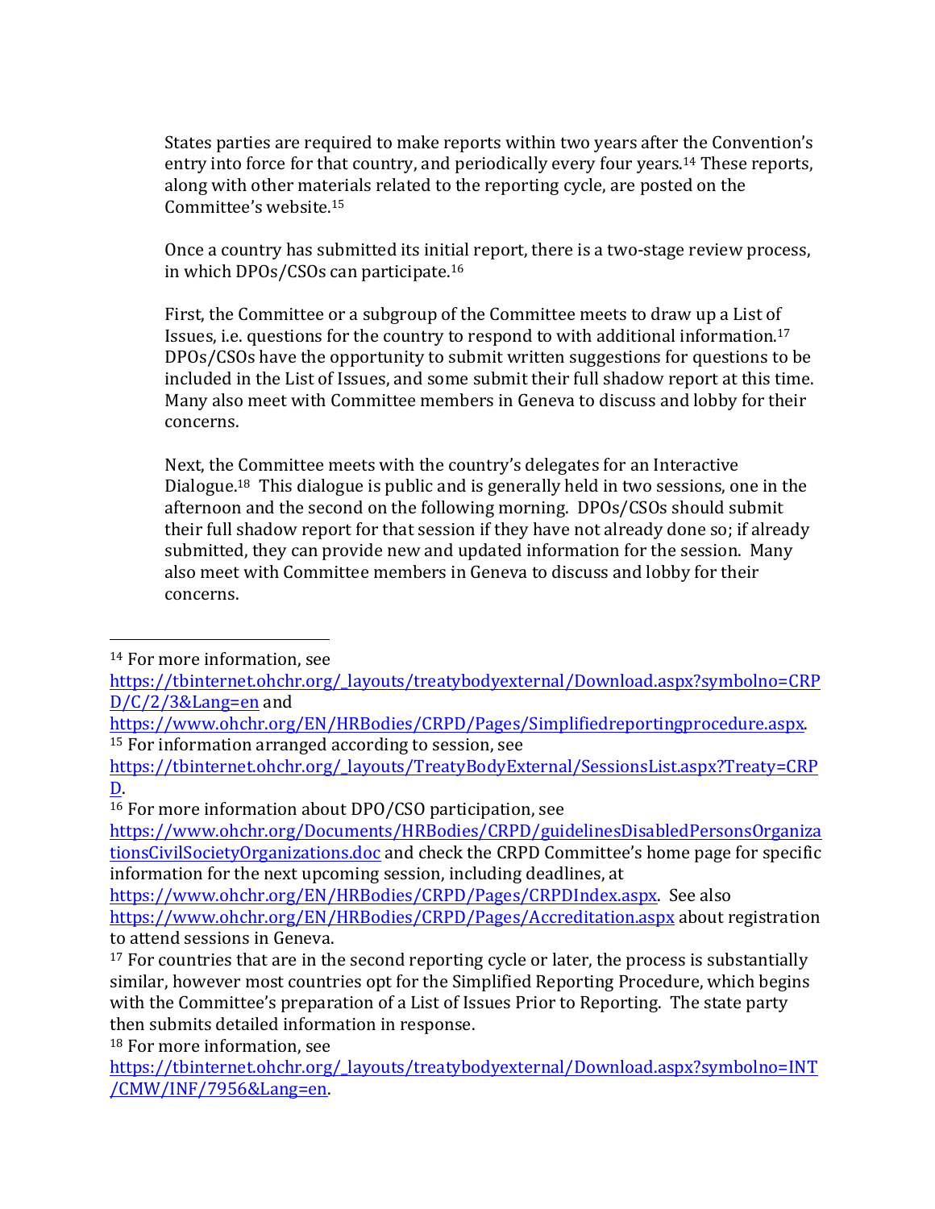States parties are required to make reports within two years after the Convention's entry into force for that country, and periodically every four years.[14] These reports, along with other materials related to the reporting cycle, are posted on the Committee's website.[15]

Once a country has submitted its initial report, there is a two-stage review process, in which DPOs/CSOs can participate.[16]

First, the Committee or a subgroup of the Committee meets to draw up a List of Issues, i.e. questions for the country to respond to with additional information.[17] DPOs/CSOs have the opportunity to submit written suggestions for questions to be included in the List of Issues, and some submit their full shadow report at this time. Many also meet with Committee members in Geneva to discuss and lobby for their concerns.

Next, the Committee meets with the country's delegates for an Interactive Dialogue.[18] This dialogue is public and is generally held in two sessions, one in the afternoon and the second on the following morning. DPOs/CSOs should submit their full shadow report for that session if they have not already done so; if already submitted, they can provide new and updated information for the session. Many also meet with Committee members in Geneva to discuss and lobby for their concerns.

---

[14] For more information, see https://tbinternet.ohchr.org/_layouts/treatybodyexternal/Download.aspx?symbolno=CRPD/C/2/3&Lang=en and https://www.ohchr.org/EN/HRBodies/CRPD/Pages/Simplifiedreportingprocedure.aspx.

[15] For information arranged according to session, see https://tbinternet.ohchr.org/_layouts/TreatyBodyExternal/SessionsList.aspx?Treaty=CRPD.

[16] For more information about DPO/CSO participation, see https://www.ohchr.org/Documents/HRBodies/CRPD/guidelinesDisabledPersonsOrganizationsCivilSocietyOrganizations.doc and check the CRPD Committee's home page for specific information for the next upcoming session, including deadlines, at https://www.ohchr.org/EN/HRBodies/CRPD/Pages/CRPDIndex.aspx. See also https://www.ohchr.org/EN/HRBodies/CRPD/Pages/Accreditation.aspx about registration to attend sessions in Geneva.

[17] For countries that are in the second reporting cycle or later, the process is substantially similar, however most countries opt for the Simplified Reporting Procedure, which begins with the Committee's preparation of a List of Issues Prior to Reporting. The state party then submits detailed information in response.

[18] For more information, see https://tbinternet.ohchr.org/_layouts/treatybodyexternal/Download.aspx?symbolno=INT/CMW/INF/7956&Lang=en.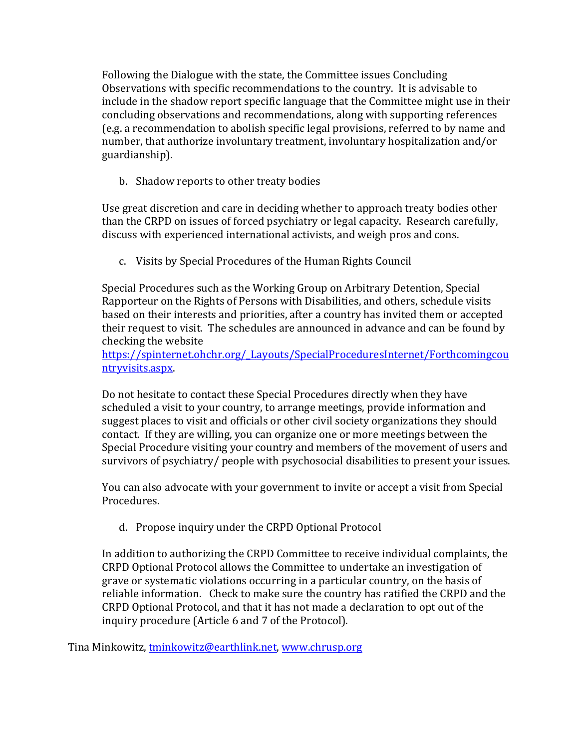Following the Dialogue with the state, the Committee issues Concluding Observations with specific recommendations to the country. It is advisable to include in the shadow report specific language that the Committee might use in their concluding observations and recommendations, along with supporting references (e.g. a recommendation to abolish specific legal provisions, referred to by name and number, that authorize involuntary treatment, involuntary hospitalization and/or guardianship).

b. Shadow reports to other treaty bodies

Use great discretion and care in deciding whether to approach treaty bodies other than the CRPD on issues of forced psychiatry or legal capacity. Research carefully, discuss with experienced international activists, and weigh pros and cons.

c. Visits by Special Procedures of the Human Rights Council

Special Procedures such as the Working Group on Arbitrary Detention, Special Rapporteur on the Rights of Persons with Disabilities, and others, schedule visits based on their interests and priorities, after a country has invited them or accepted their request to visit. The schedules are announced in advance and can be found by checking the website [https://spinternet.ohchr.org/_Layouts/SpecialProceduresInternet/Forthcomingcountryvisits.aspx](https://spinternet.ohchr.org/_Layouts/SpecialProceduresInternet/Forthcomingcountryvisits.aspx).

Do not hesitate to contact these Special Procedures directly when they have scheduled a visit to your country, to arrange meetings, provide information and suggest places to visit and officials or other civil society organizations they should contact. If they are willing, you can organize one or more meetings between the Special Procedure visiting your country and members of the movement of users and survivors of psychiatry/ people with psychosocial disabilities to present your issues.

You can also advocate with your government to invite or accept a visit from Special Procedures.

d. Propose inquiry under the CRPD Optional Protocol

In addition to authorizing the CRPD Committee to receive individual complaints, the CRPD Optional Protocol allows the Committee to undertake an investigation of grave or systematic violations occurring in a particular country, on the basis of reliable information. Check to make sure the country has ratified the CRPD and the CRPD Optional Protocol, and that it has not made a declaration to opt out of the inquiry procedure (Article 6 and 7 of the Protocol).

Tina Minkowitz, [tminkowitz@earthlink.net](mailto:tminkowitz@earthlink.net), [www.chrusp.org](http://www.chrusp.org)